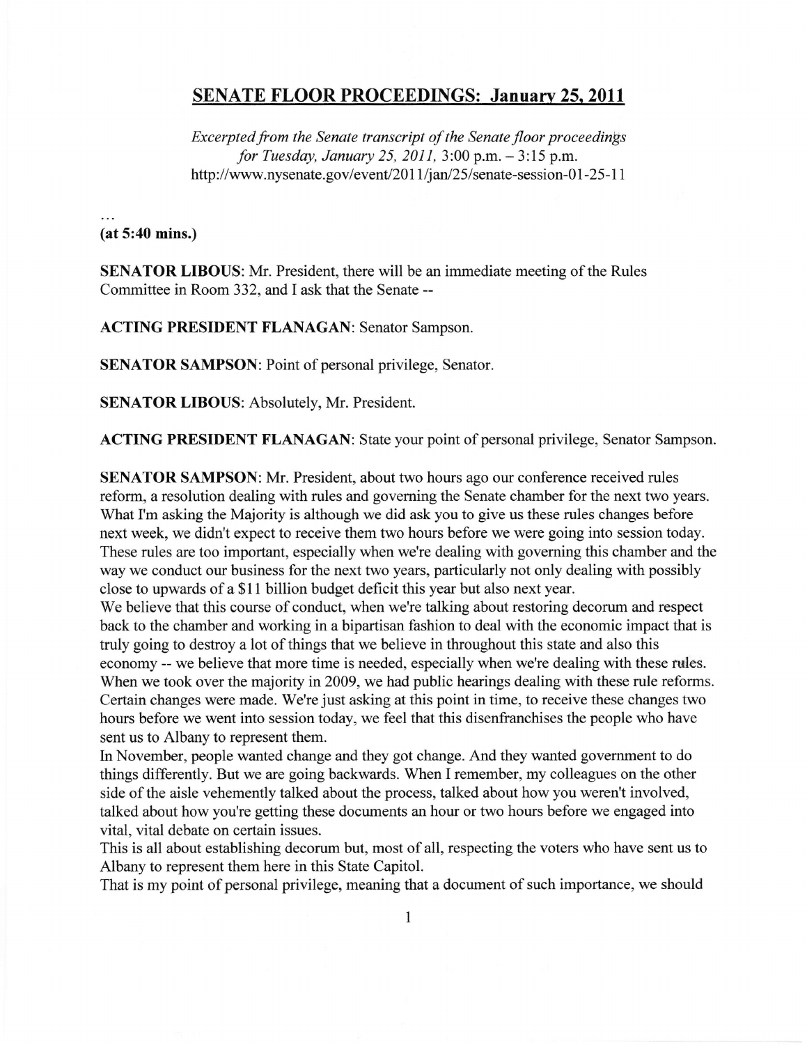## SENATE FLOOR PROCEEDINGS: January 25, 2011

*Excerpted from the Senate transcript of the Senate floor proceedings for Tuesday, January 25, 2011,* 3:00 p.m. – 3:15 p.m.
http://www.nysenate.gov/event/2011/jan/25/senate-session-01-25-11

...

**(at 5:40 mins.)**

**SENATOR LIBOUS**: Mr. President, there will be an immediate meeting of the Rules Committee in Room 332, and I ask that the Senate --

**ACTING PRESIDENT FLANAGAN**: Senator Sampson.

**SENATOR SAMPSON**: Point of personal privilege, Senator.

**SENATOR LIBOUS**: Absolutely, Mr. President.

**ACTING PRESIDENT FLANAGAN**: State your point of personal privilege, Senator Sampson.

**SENATOR SAMPSON**: Mr. President, about two hours ago our conference received rules reform, a resolution dealing with rules and governing the Senate chamber for the next two years. What I'm asking the Majority is although we did ask you to give us these rules changes before next week, we didn't expect to receive them two hours before we were going into session today. These rules are too important, especially when we're dealing with governing this chamber and the way we conduct our business for the next two years, particularly not only dealing with possibly close to upwards of a $11 billion budget deficit this year but also next year.
We believe that this course of conduct, when we're talking about restoring decorum and respect back to the chamber and working in a bipartisan fashion to deal with the economic impact that is truly going to destroy a lot of things that we believe in throughout this state and also this economy -- we believe that more time is needed, especially when we're dealing with these rules. When we took over the majority in 2009, we had public hearings dealing with these rule reforms. Certain changes were made. We're just asking at this point in time, to receive these changes two hours before we went into session today, we feel that this disenfranchises the people who have sent us to Albany to represent them.
In November, people wanted change and they got change. And they wanted government to do things differently. But we are going backwards. When I remember, my colleagues on the other side of the aisle vehemently talked about the process, talked about how you weren't involved, talked about how you're getting these documents an hour or two hours before we engaged into vital, vital debate on certain issues.
This is all about establishing decorum but, most of all, respecting the voters who have sent us to Albany to represent them here in this State Capitol.
That is my point of personal privilege, meaning that a document of such importance, we should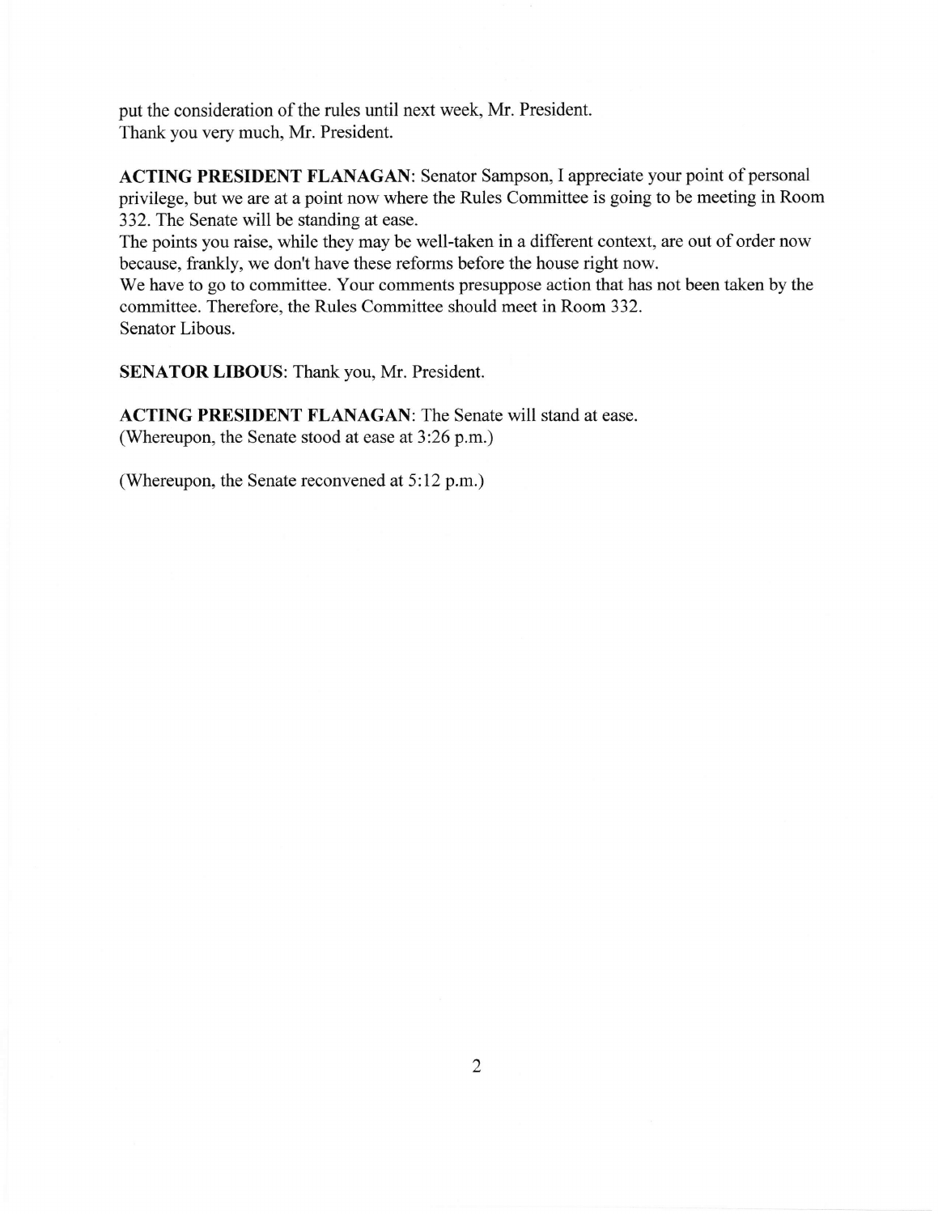put the consideration of the rules until next week, Mr. President.
Thank you very much, Mr. President.

**ACTING PRESIDENT FLANAGAN**: Senator Sampson, I appreciate your point of personal privilege, but we are at a point now where the Rules Committee is going to be meeting in Room 332. The Senate will be standing at ease.
The points you raise, while they may be well-taken in a different context, are out of order now because, frankly, we don't have these reforms before the house right now.
We have to go to committee. Your comments presuppose action that has not been taken by the committee. Therefore, the Rules Committee should meet in Room 332.
Senator Libous.

**SENATOR LIBOUS**: Thank you, Mr. President.

**ACTING PRESIDENT FLANAGAN**: The Senate will stand at ease.
(Whereupon, the Senate stood at ease at 3:26 p.m.)

(Whereupon, the Senate reconvened at 5:12 p.m.)